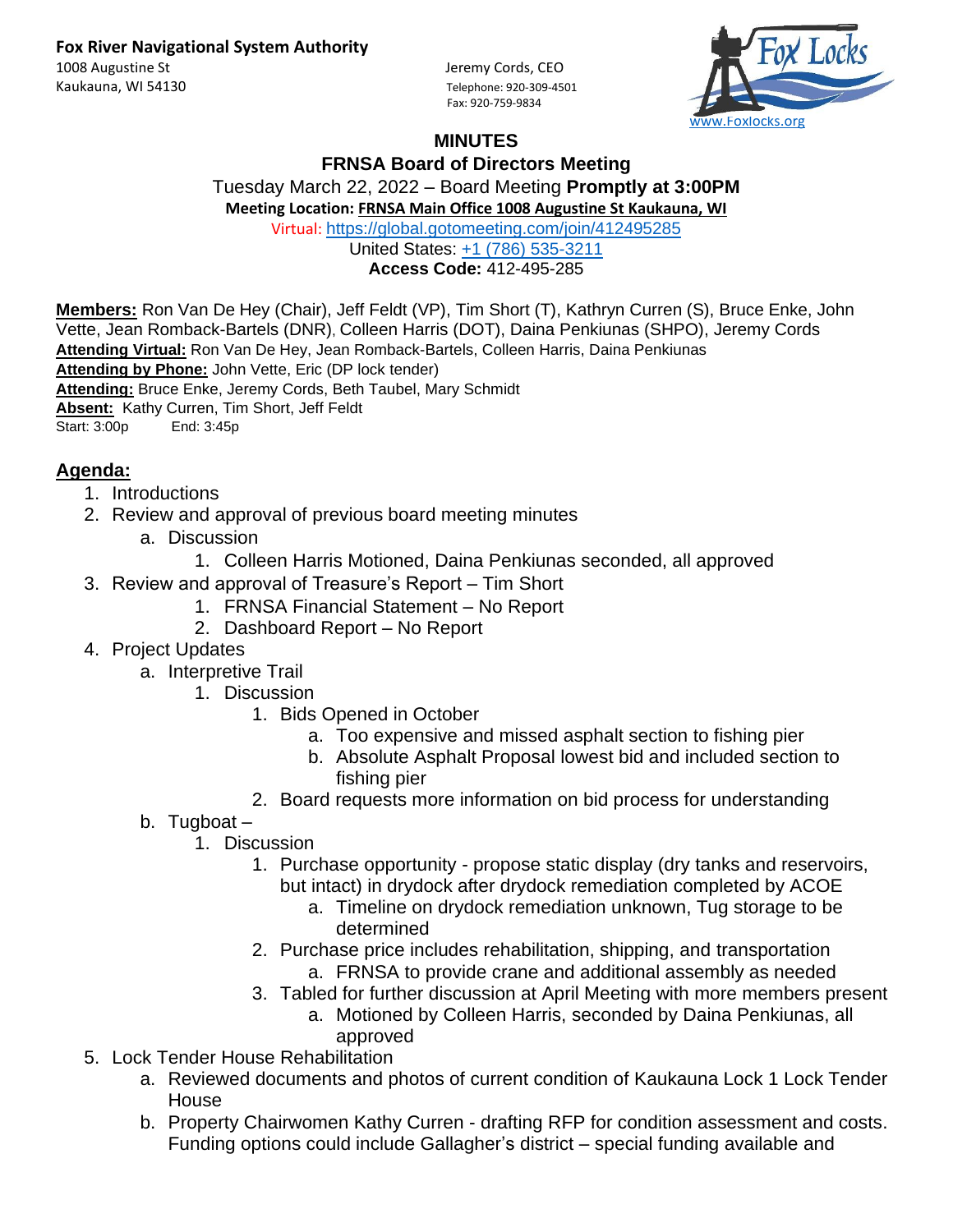**Fox River Navigational System Authority**
1008 Augustine St
Kaukauna, WI 54130

Jeremy Cords, CEO
Telephone: 920-309-4501
Fax: 920-759-9834

Fox Locks
www.Foxlocks.org

# MINUTES

## FRNSA Board of Directors Meeting

Tuesday March 22, 2022 – Board Meeting **Promptly at 3:00PM**
**Meeting Location: FRNSA Main Office 1008 Augustine St Kaukauna, WI**
Virtual: https://global.gotomeeting.com/join/412495285
United States: +1 (786) 535-3211
**Access Code:** 412-495-285

**Members:** Ron Van De Hey (Chair), Jeff Feldt (VP), Tim Short (T), Kathryn Curren (S), Bruce Enke, John Vette, Jean Romback-Bartels (DNR), Colleen Harris (DOT), Daina Penkiunas (SHPO), Jeremy Cords
**Attending Virtual:** Ron Van De Hey, Jean Romback-Bartels, Colleen Harris, Daina Penkiunas
**Attending by Phone:** John Vette, Eric (DP lock tender)
**Attending:** Bruce Enke, Jeremy Cords, Beth Taubel, Mary Schmidt
**Absent:** Kathy Curren, Tim Short, Jeff Feldt
Start: 3:00p End: 3:45p

## Agenda:

1. Introductions
2. Review and approval of previous board meeting minutes
   a. Discussion
      1. Colleen Harris Motioned, Daina Penkiunas seconded, all approved
3. Review and approval of Treasure's Report – Tim Short
      1. FRNSA Financial Statement – No Report
      2. Dashboard Report – No Report
4. Project Updates
   a. Interpretive Trail
      1. Discussion
         1. Bids Opened in October
            a. Too expensive and missed asphalt section to fishing pier
            b. Absolute Asphalt Proposal lowest bid and included section to fishing pier
         2. Board requests more information on bid process for understanding
   b. Tugboat –
      1. Discussion
         1. Purchase opportunity - propose static display (dry tanks and reservoirs, but intact) in drydock after drydock remediation completed by ACOE
            a. Timeline on drydock remediation unknown, Tug storage to be determined
         2. Purchase price includes rehabilitation, shipping, and transportation
            a. FRNSA to provide crane and additional assembly as needed
         3. Tabled for further discussion at April Meeting with more members present
            a. Motioned by Colleen Harris, seconded by Daina Penkiunas, all approved
5. Lock Tender House Rehabilitation
   a. Reviewed documents and photos of current condition of Kaukauna Lock 1 Lock Tender House
   b. Property Chairwomen Kathy Curren - drafting RFP for condition assessment and costs. Funding options could include Gallagher's district – special funding available and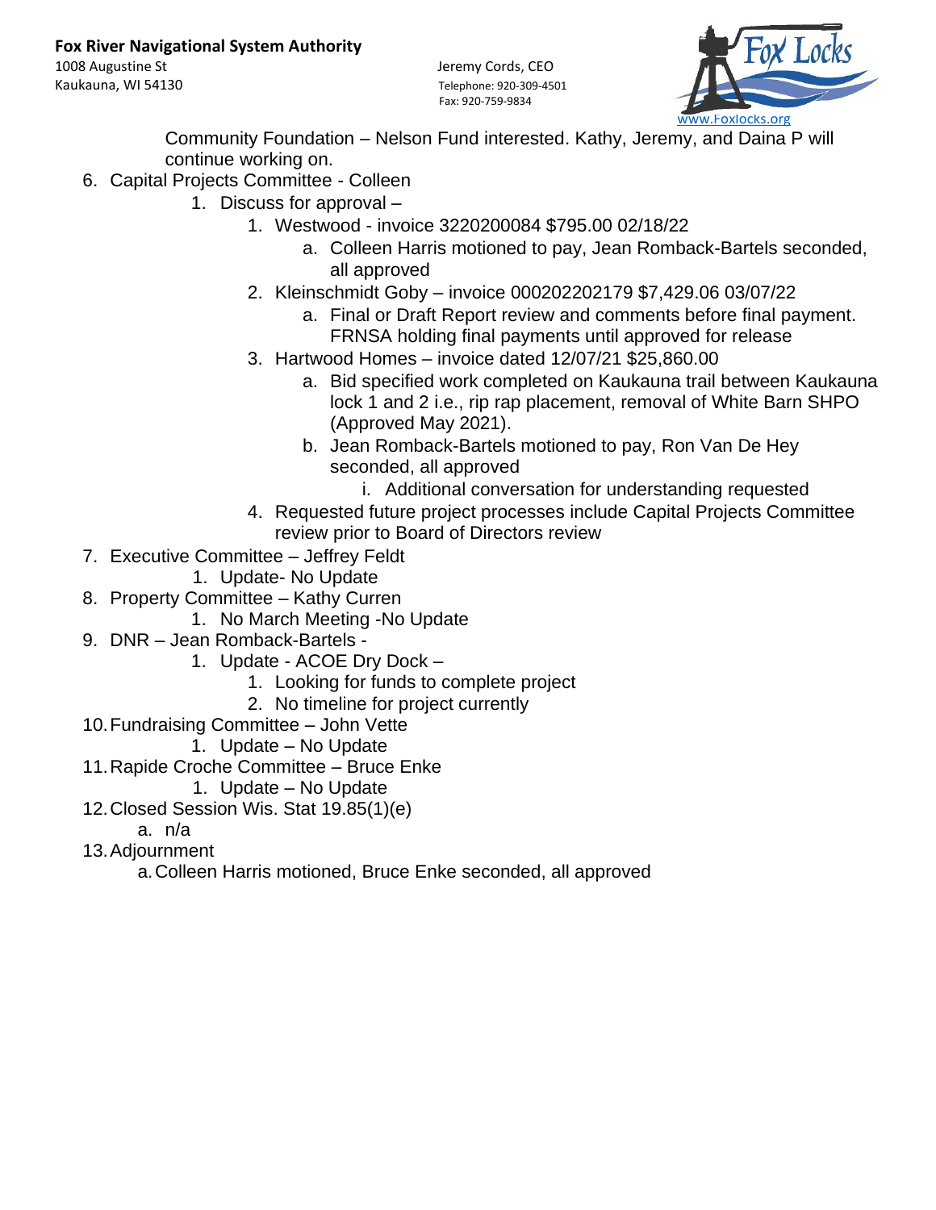Community Foundation – Nelson Fund interested. Kathy, Jeremy, and Daina P will continue working on.

6. Capital Projects Committee - Colleen
    1. Discuss for approval –
        1. Westwood - invoice 3220200084 $795.00 02/18/22
            a. Colleen Harris motioned to pay, Jean Romback-Bartels seconded, all approved
        2. Kleinschmidt Goby – invoice 000202202179 $7,429.06 03/07/22
            a. Final or Draft Report review and comments before final payment. FRNSA holding final payments until approved for release
        3. Hartwood Homes – invoice dated 12/07/21 $25,860.00
            a. Bid specified work completed on Kaukauna trail between Kaukauna lock 1 and 2 i.e., rip rap placement, removal of White Barn SHPO (Approved May 2021).
            b. Jean Romback-Bartels motioned to pay, Ron Van De Hey seconded, all approved
                i. Additional conversation for understanding requested
        4. Requested future project processes include Capital Projects Committee review prior to Board of Directors review
7. Executive Committee – Jeffrey Feldt
    1. Update- No Update
8. Property Committee – Kathy Curren
    1. No March Meeting -No Update
9. DNR – Jean Romback-Bartels -
    1. Update - ACOE Dry Dock –
        1. Looking for funds to complete project
        2. No timeline for project currently
10. Fundraising Committee – John Vette
    1. Update – No Update
11. Rapide Croche Committee – Bruce Enke
    1. Update – No Update
12. Closed Session Wis. Stat 19.85(1)(e)
    a. n/a
13. Adjournment
    a. Colleen Harris motioned, Bruce Enke seconded, all approved